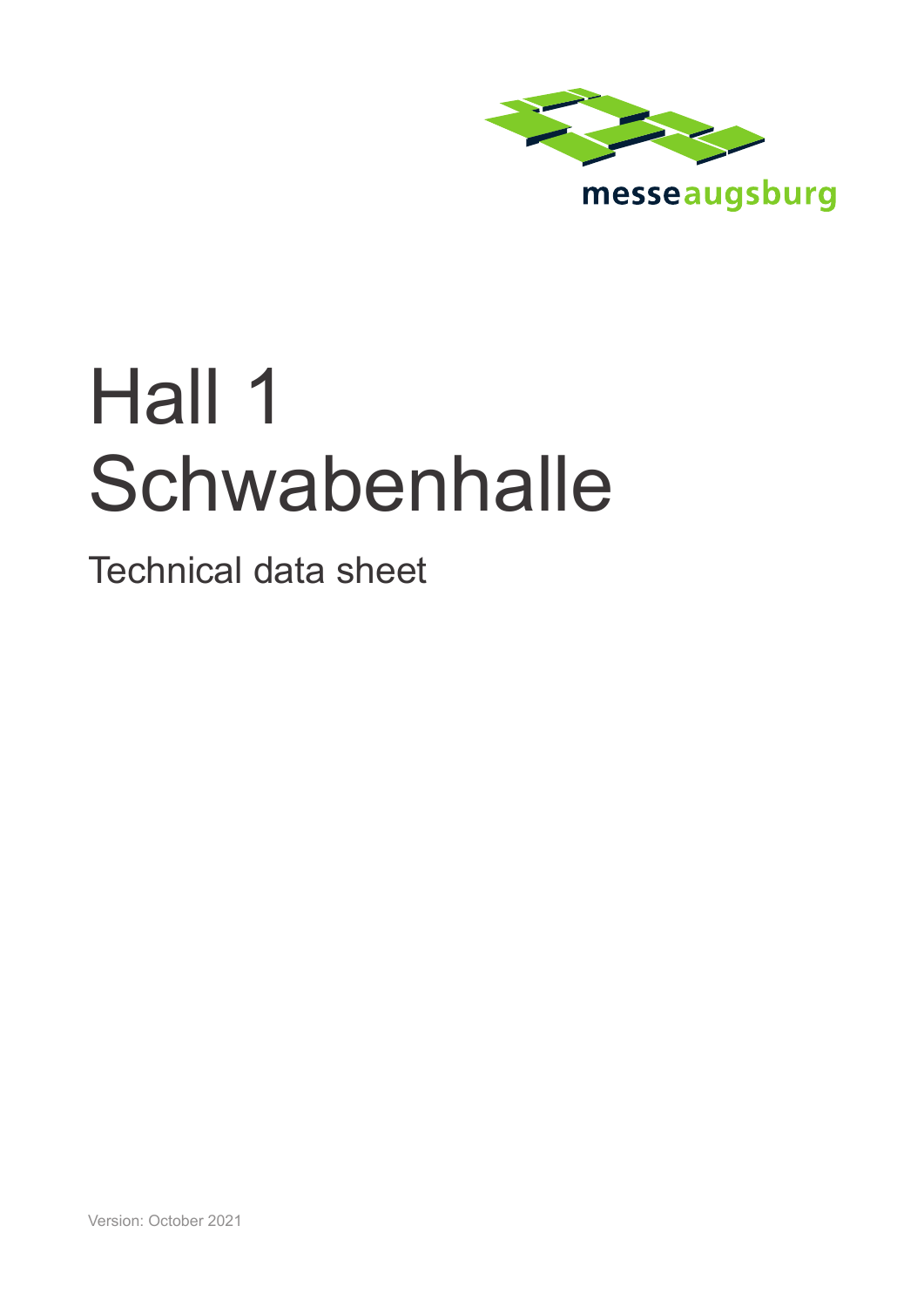messeaugsburg

# Hall 1 Schwabenhalle

Technical data sheet

Version: October 2021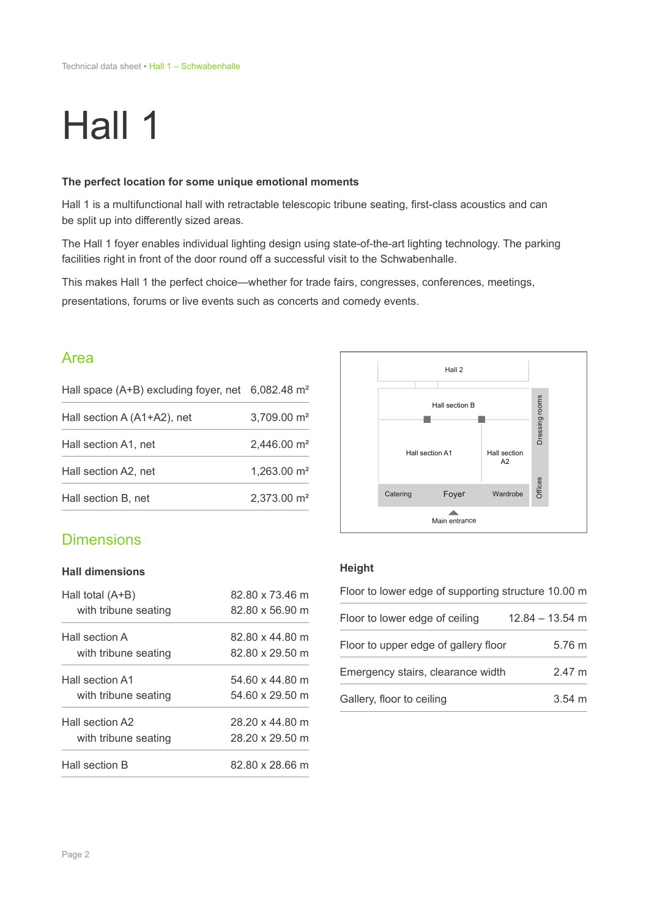# Hall 1

**The perfect location for some unique emotional moments**

Hall 1 is a multifunctional hall with retractable telescopic tribune seating, first-class acoustics and can be split up into differently sized areas.

The Hall 1 foyer enables individual lighting design using state-of-the-art lighting technology. The parking facilities right in front of the door round off a successful visit to the Schwabenhalle.

This makes Hall 1 the perfect choice—whether for trade fairs, congresses, conferences, meetings, presentations, forums or live events such as concerts and comedy events.

## Area

| | |
|---|---|
| Hall space (A+B) excluding foyer, net | 6,082.48 m² |
| Hall section A (A1+A2), net | 3,709.00 m² |
| Hall section A1, net | 2,446.00 m² |
| Hall section A2, net | 1,263.00 m² |
| Hall section B, net | 2,373.00 m² |

Hall 2
Hall section B
Hall section A1
Hall section A2
Dressing rooms
Offices
Catering
Foyer
Wardrobe
Main entrance

## Dimensions

### Hall dimensions

| | |
|---|---|
| Hall total (A+B)<br>with tribune seating | 82.80 x 73.46 m<br>82.80 x 56.90 m |
| Hall section A<br>with tribune seating | 82.80 x 44.80 m<br>82.80 x 29.50 m |
| Hall section A1<br>with tribune seating | 54.60 x 44.80 m<br>54.60 x 29.50 m |
| Hall section A2<br>with tribune seating | 28.20 x 44.80 m<br>28.20 x 29.50 m |
| Hall section B | 82.80 x 28.66 m |

### Height

| | |
|---|---|
| Floor to lower edge of supporting structure | 10.00 m |
| Floor to lower edge of ceiling | 12.84 – 13.54 m |
| Floor to upper edge of gallery floor | 5.76 m |
| Emergency stairs, clearance width | 2.47 m |
| Gallery, floor to ceiling | 3.54 m |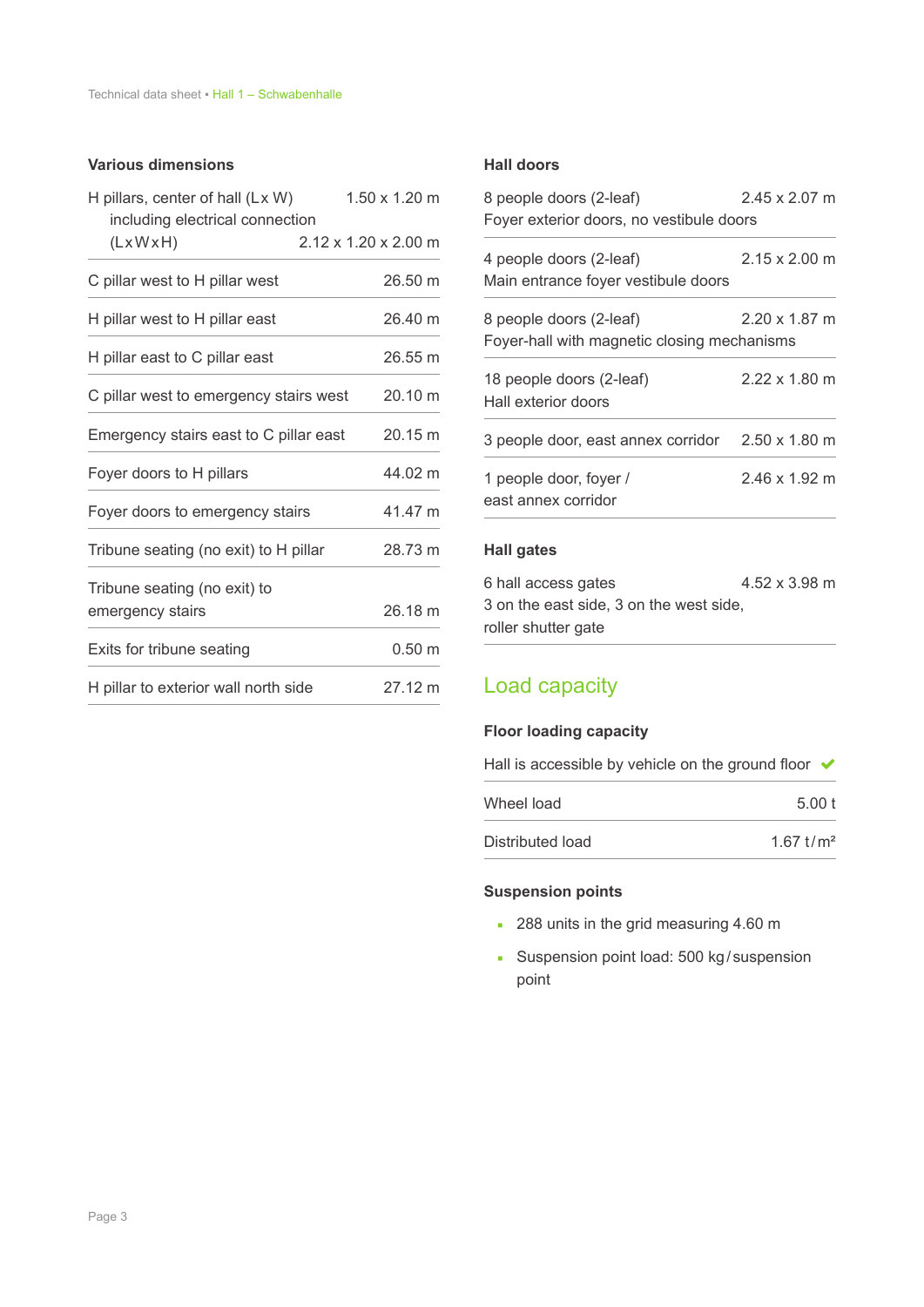### Various dimensions

| | |
|---|---|
| H pillars, center of hall (L x W) | 1.50 x 1.20 m |
| including electrical connection (L x W x H) | 2.12 x 1.20 x 2.00 m |
| C pillar west to H pillar west | 26.50 m |
| H pillar west to H pillar east | 26.40 m |
| H pillar east to C pillar east | 26.55 m |
| C pillar west to emergency stairs west | 20.10 m |
| Emergency stairs east to C pillar east | 20.15 m |
| Foyer doors to H pillars | 44.02 m |
| Foyer doors to emergency stairs | 41.47 m |
| Tribune seating (no exit) to H pillar | 28.73 m |
| Tribune seating (no exit) to emergency stairs | 26.18 m |
| Exits for tribune seating | 0.50 m |
| H pillar to exterior wall north side | 27.12 m |

### Hall doors

| | |
|---|---|
| 8 people doors (2-leaf)<br>Foyer exterior doors, no vestibule doors | 2.45 x 2.07 m |
| 4 people doors (2-leaf)<br>Main entrance foyer vestibule doors | 2.15 x 2.00 m |
| 8 people doors (2-leaf)<br>Foyer-hall with magnetic closing mechanisms | 2.20 x 1.87 m |
| 18 people doors (2-leaf)<br>Hall exterior doors | 2.22 x 1.80 m |
| 3 people door, east annex corridor | 2.50 x 1.80 m |
| 1 people door, foyer / east annex corridor | 2.46 x 1.92 m |

### Hall gates

| | |
|---|---|
| 6 hall access gates<br>3 on the east side, 3 on the west side, roller shutter gate | 4.52 x 3.98 m |

## Load capacity

### Floor loading capacity

| | |
|---|---|
| Hall is accessible by vehicle on the ground floor | ✔ |
| Wheel load | 5.00 t |
| Distributed load | 1.67 t/m² |

### Suspension points

- 288 units in the grid measuring 4.60 m
- Suspension point load: 500 kg/suspension point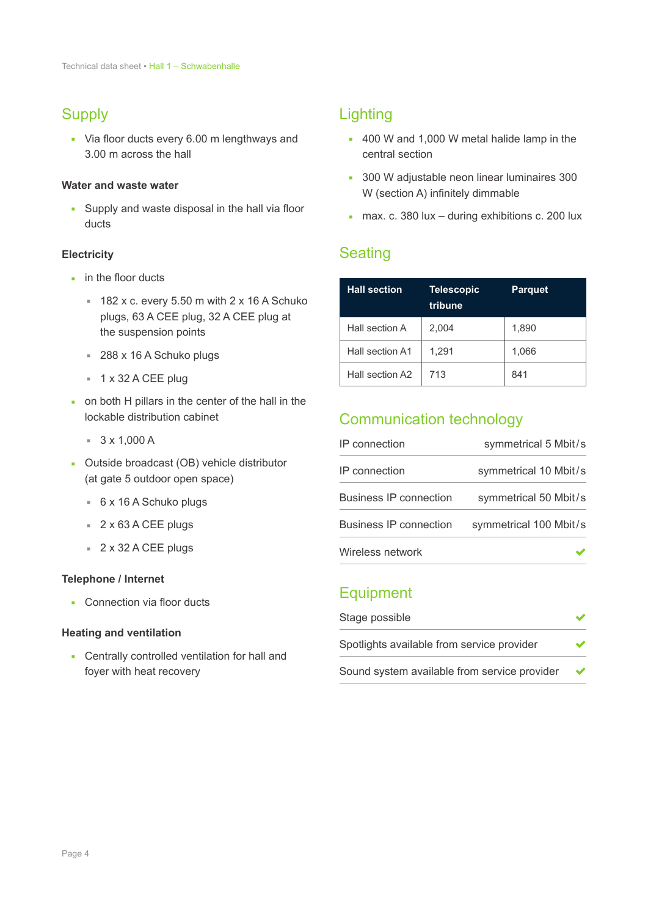## Supply

- Via floor ducts every 6.00 m lengthways and 3.00 m across the hall

### Water and waste water

- Supply and waste disposal in the hall via floor ducts

### Electricity

- in the floor ducts
  - 182 x c. every 5.50 m with 2 x 16 A Schuko plugs, 63 A CEE plug, 32 A CEE plug at the suspension points
  - 288 x 16 A Schuko plugs
  - 1 x 32 A CEE plug
- on both H pillars in the center of the hall in the lockable distribution cabinet
  - 3 x 1,000 A
- Outside broadcast (OB) vehicle distributor (at gate 5 outdoor open space)
  - 6 x 16 A Schuko plugs
  - 2 x 63 A CEE plugs
  - 2 x 32 A CEE plugs

### Telephone / Internet

- Connection via floor ducts

### Heating and ventilation

- Centrally controlled ventilation for hall and foyer with heat recovery

## Lighting

- 400 W and 1,000 W metal halide lamp in the central section
- 300 W adjustable neon linear luminaires 300 W (section A) infinitely dimmable
- max. c. 380 lux – during exhibitions c. 200 lux

## Seating

| Hall section | Telescopic tribune | Parquet |
|---|---|---|
| Hall section A | 2,004 | 1,890 |
| Hall section A1 | 1,291 | 1,066 |
| Hall section A2 | 713 | 841 |

## Communication technology

| | |
|---|---|
| IP connection | symmetrical 5 Mbit/s |
| IP connection | symmetrical 10 Mbit/s |
| Business IP connection | symmetrical 50 Mbit/s |
| Business IP connection | symmetrical 100 Mbit/s |
| Wireless network | ✔ |

## Equipment

| | |
|---|---|
| Stage possible | ✔ |
| Spotlights available from service provider | ✔ |
| Sound system available from service provider | ✔ |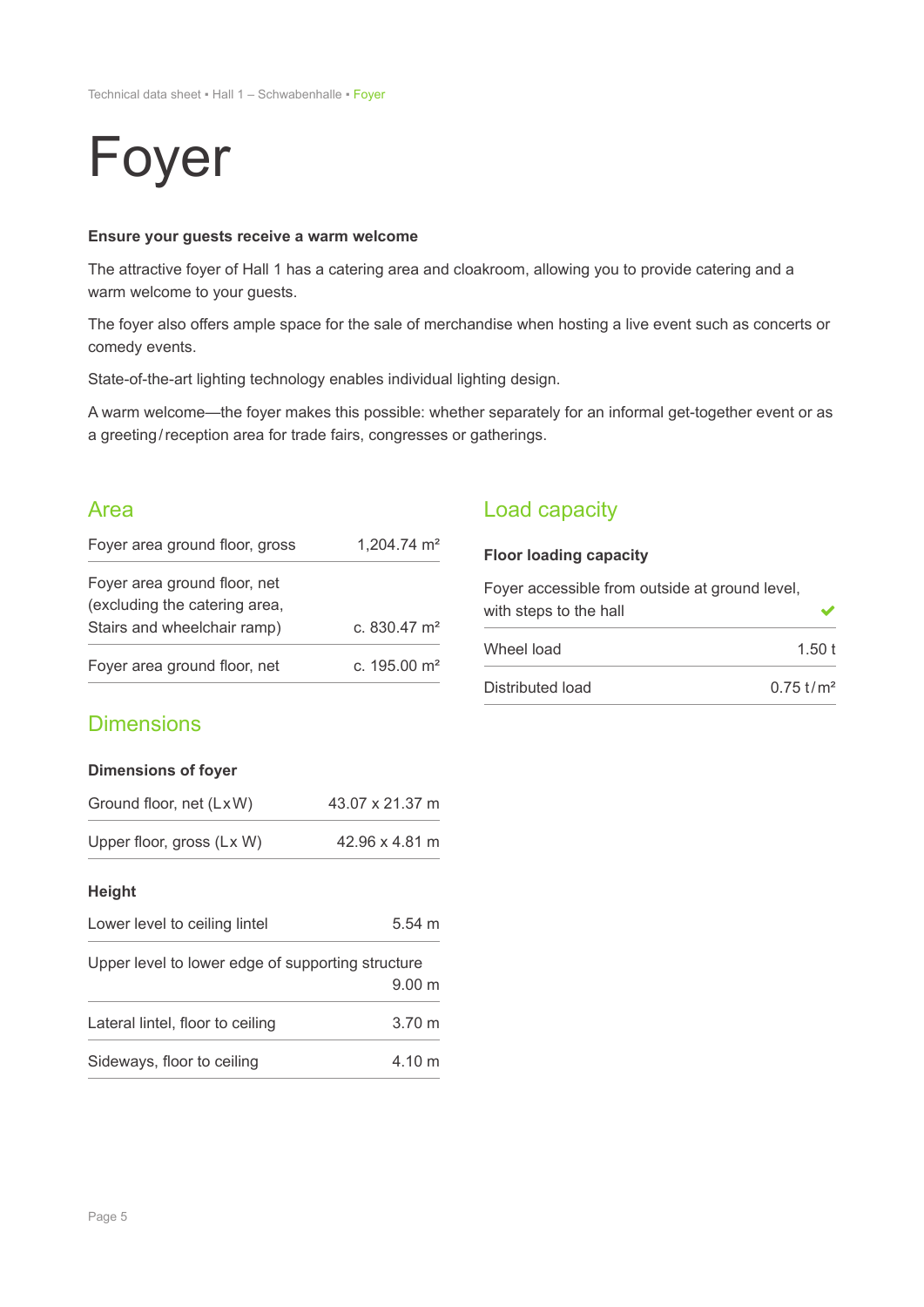# Foyer

**Ensure your guests receive a warm welcome**

The attractive foyer of Hall 1 has a catering area and cloakroom, allowing you to provide catering and a warm welcome to your guests.

The foyer also offers ample space for the sale of merchandise when hosting a live event such as concerts or comedy events.

State-of-the-art lighting technology enables individual lighting design.

A warm welcome—the foyer makes this possible: whether separately for an informal get-together event or as a greeting / reception area for trade fairs, congresses or gatherings.

## Area

| | |
|---|---|
| Foyer area ground floor, gross | 1,204.74 m² |
| Foyer area ground floor, net (excluding the catering area, Stairs and wheelchair ramp) | c. 830.47 m² |
| Foyer area ground floor, net | c. 195.00 m² |

## Dimensions

**Dimensions of foyer**

| | |
|---|---|
| Ground floor, net (LxW) | 43.07 x 21.37 m |
| Upper floor, gross (Lx W) | 42.96 x 4.81 m |

**Height**

| | |
|---|---|
| Lower level to ceiling lintel | 5.54 m |
| Upper level to lower edge of supporting structure | 9.00 m |
| Lateral lintel, floor to ceiling | 3.70 m |
| Sideways, floor to ceiling | 4.10 m |

## Load capacity

**Floor loading capacity**

| | |
|---|---|
| Foyer accessible from outside at ground level, with steps to the hall | ✔ |
| Wheel load | 1.50 t |
| Distributed load | 0.75 t / m² |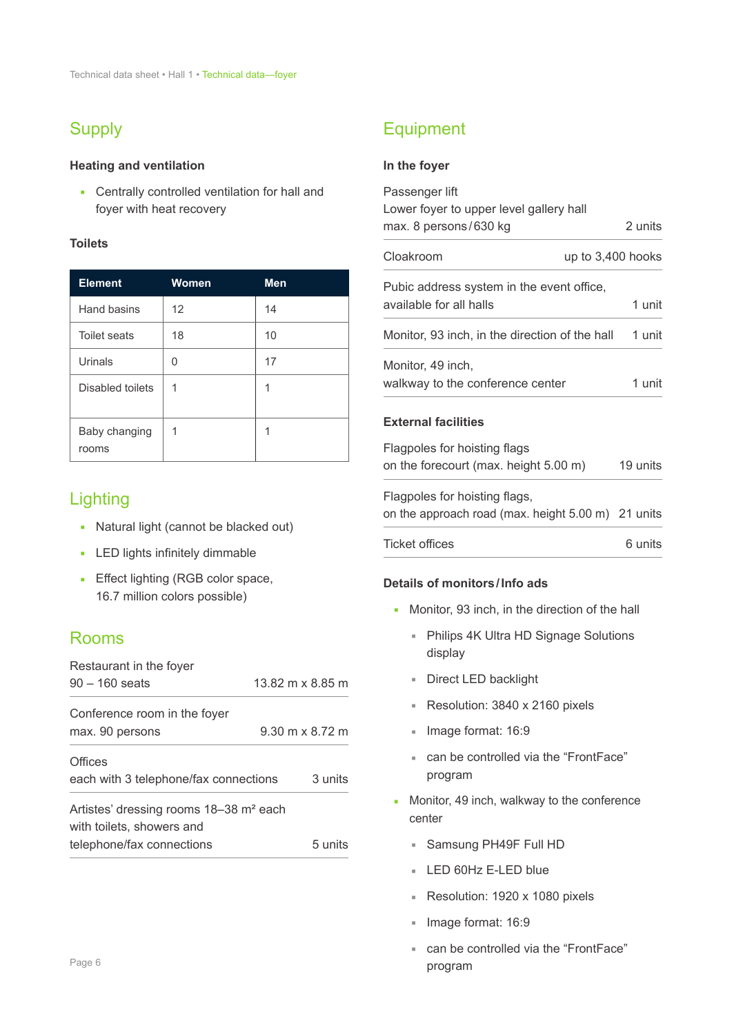## Supply

### Heating and ventilation

- Centrally controlled ventilation for hall and foyer with heat recovery

### Toilets

| Element | Women | Men |
|---|---|---|
| Hand basins | 12 | 14 |
| Toilet seats | 18 | 10 |
| Urinals | 0 | 17 |
| Disabled toilets | 1 | 1 |
| Baby changing rooms | 1 | 1 |

## Lighting

- Natural light (cannot be blacked out)
- LED lights infinitely dimmable
- Effect lighting (RGB color space, 16.7 million colors possible)

## Rooms

| | |
|---|---|
| Restaurant in the foyer 90 – 160 seats | 13.82 m x 8.85 m |
| Conference room in the foyer max. 90 persons | 9.30 m x 8.72 m |
| Offices each with 3 telephone/fax connections | 3 units |
| Artistes' dressing rooms 18–38 m² each with toilets, showers and telephone/fax connections | 5 units |

## Equipment

### In the foyer

| | |
|---|---|
| Passenger lift Lower foyer to upper level gallery hall max. 8 persons / 630 kg | 2 units |
| Cloakroom | up to 3,400 hooks |
| Pubic address system in the event office, available for all halls | 1 unit |
| Monitor, 93 inch, in the direction of the hall | 1 unit |
| Monitor, 49 inch, walkway to the conference center | 1 unit |

### External facilities

| | |
|---|---|
| Flagpoles for hoisting flags on the forecourt (max. height 5.00 m) | 19 units |
| Flagpoles for hoisting flags, on the approach road (max. height 5.00 m) | 21 units |
| Ticket offices | 6 units |

### Details of monitors / Info ads

- Monitor, 93 inch, in the direction of the hall
  - Philips 4K Ultra HD Signage Solutions display
  - Direct LED backlight
  - Resolution: 3840 x 2160 pixels
  - Image format: 16:9
  - can be controlled via the "FrontFace" program
- Monitor, 49 inch, walkway to the conference center
  - Samsung PH49F Full HD
  - LED 60Hz E-LED blue
  - Resolution: 1920 x 1080 pixels
  - Image format: 16:9
  - can be controlled via the "FrontFace" program